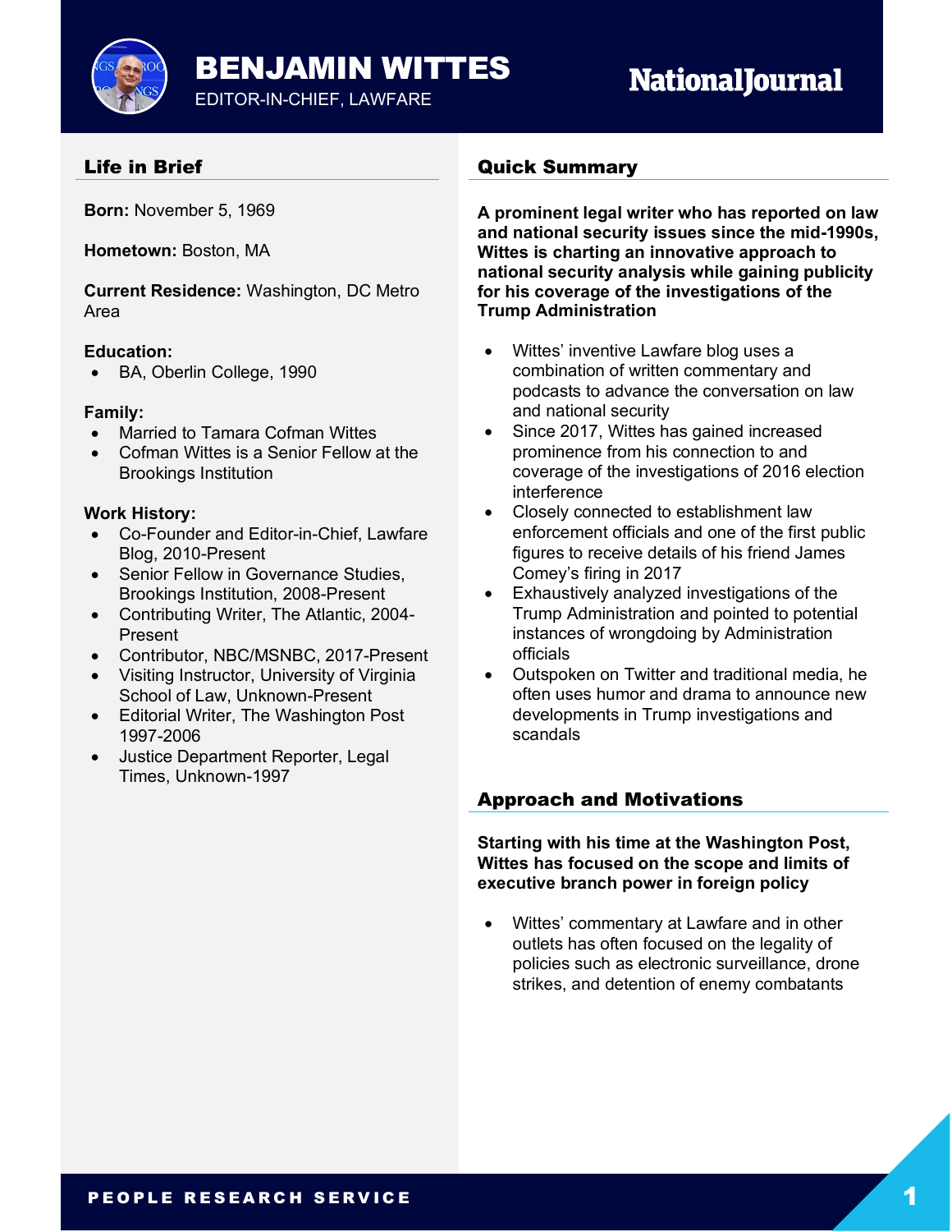# BENJAMIN WITTES

EDITOR-IN-CHIEF, LAWFARE

NationalJournal

## Life in Brief

**Born:** November 5, 1969

**Hometown:** Boston, MA

**Current Residence:** Washington, DC Metro Area

**Education:**

- BA, Oberlin College, 1990

**Family:**

- Married to Tamara Cofman Wittes
- Cofman Wittes is a Senior Fellow at the Brookings Institution

**Work History:**

- Co-Founder and Editor-in-Chief, Lawfare Blog, 2010-Present
- Senior Fellow in Governance Studies, Brookings Institution, 2008-Present
- Contributing Writer, The Atlantic, 2004-Present
- Contributor, NBC/MSNBC, 2017-Present
- Visiting Instructor, University of Virginia School of Law, Unknown-Present
- Editorial Writer, The Washington Post 1997-2006
- Justice Department Reporter, Legal Times, Unknown-1997

## Quick Summary

**A prominent legal writer who has reported on law and national security issues since the mid-1990s, Wittes is charting an innovative approach to national security analysis while gaining publicity for his coverage of the investigations of the Trump Administration**

- Wittes' inventive Lawfare blog uses a combination of written commentary and podcasts to advance the conversation on law and national security
- Since 2017, Wittes has gained increased prominence from his connection to and coverage of the investigations of 2016 election interference
- Closely connected to establishment law enforcement officials and one of the first public figures to receive details of his friend James Comey's firing in 2017
- Exhaustively analyzed investigations of the Trump Administration and pointed to potential instances of wrongdoing by Administration officials
- Outspoken on Twitter and traditional media, he often uses humor and drama to announce new developments in Trump investigations and scandals

## Approach and Motivations

**Starting with his time at the Washington Post, Wittes has focused on the scope and limits of executive branch power in foreign policy**

- Wittes' commentary at Lawfare and in other outlets has often focused on the legality of policies such as electronic surveillance, drone strikes, and detention of enemy combatants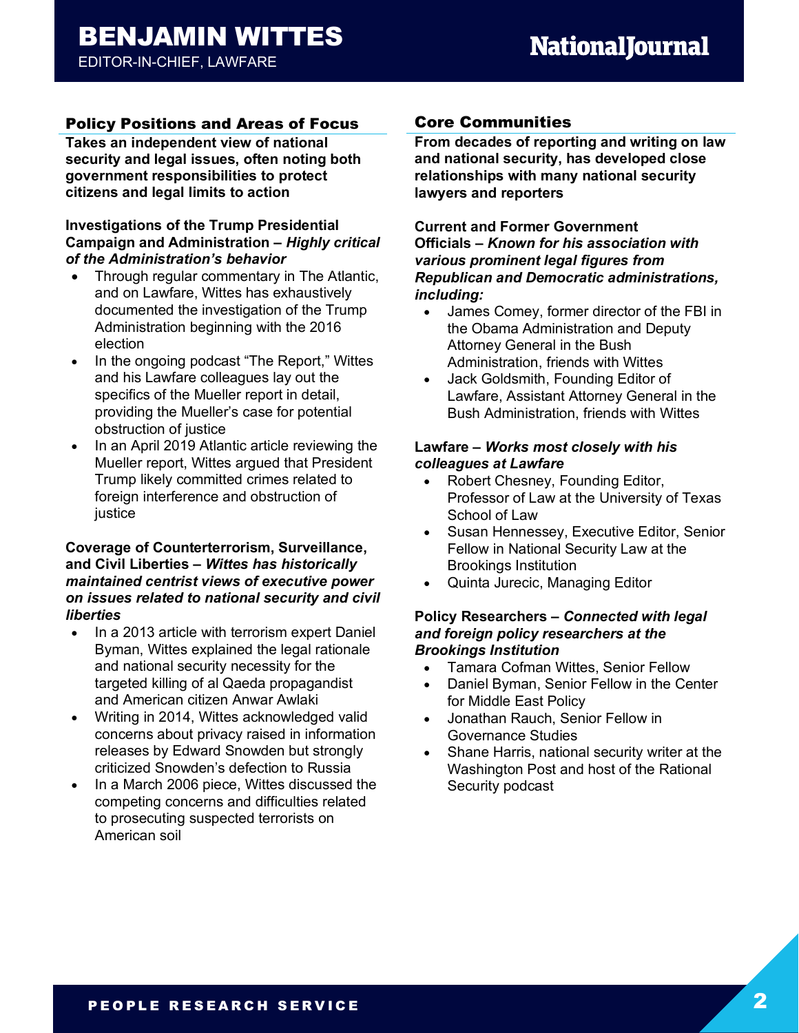# BENJAMIN WITTES

EDITOR-IN-CHIEF, LAWFARE

## Policy Positions and Areas of Focus

**Takes an independent view of national security and legal issues, often noting both government responsibilities to protect citizens and legal limits to action**

**Investigations of the Trump Presidential Campaign and Administration –** ***Highly critical of the Administration's behavior***

- Through regular commentary in The Atlantic, and on Lawfare, Wittes has exhaustively documented the investigation of the Trump Administration beginning with the 2016 election
- In the ongoing podcast "The Report," Wittes and his Lawfare colleagues lay out the specifics of the Mueller report in detail, providing the Mueller's case for potential obstruction of justice
- In an April 2019 Atlantic article reviewing the Mueller report, Wittes argued that President Trump likely committed crimes related to foreign interference and obstruction of justice

**Coverage of Counterterrorism, Surveillance, and Civil Liberties –** ***Wittes has historically maintained centrist views of executive power on issues related to national security and civil liberties***

- In a 2013 article with terrorism expert Daniel Byman, Wittes explained the legal rationale and national security necessity for the targeted killing of al Qaeda propagandist and American citizen Anwar Awlaki
- Writing in 2014, Wittes acknowledged valid concerns about privacy raised in information releases by Edward Snowden but strongly criticized Snowden's defection to Russia
- In a March 2006 piece, Wittes discussed the competing concerns and difficulties related to prosecuting suspected terrorists on American soil

## Core Communities

**From decades of reporting and writing on law and national security, has developed close relationships with many national security lawyers and reporters**

**Current and Former Government Officials –** ***Known for his association with various prominent legal figures from Republican and Democratic administrations, including:***

- James Comey, former director of the FBI in the Obama Administration and Deputy Attorney General in the Bush Administration, friends with Wittes
- Jack Goldsmith, Founding Editor of Lawfare, Assistant Attorney General in the Bush Administration, friends with Wittes

**Lawfare –** ***Works most closely with his colleagues at Lawfare***

- Robert Chesney, Founding Editor, Professor of Law at the University of Texas School of Law
- Susan Hennessey, Executive Editor, Senior Fellow in National Security Law at the Brookings Institution
- Quinta Jurecic, Managing Editor

**Policy Researchers –** ***Connected with legal and foreign policy researchers at the Brookings Institution***

- Tamara Cofman Wittes, Senior Fellow
- Daniel Byman, Senior Fellow in the Center for Middle East Policy
- Jonathan Rauch, Senior Fellow in Governance Studies
- Shane Harris, national security writer at the Washington Post and host of the Rational Security podcast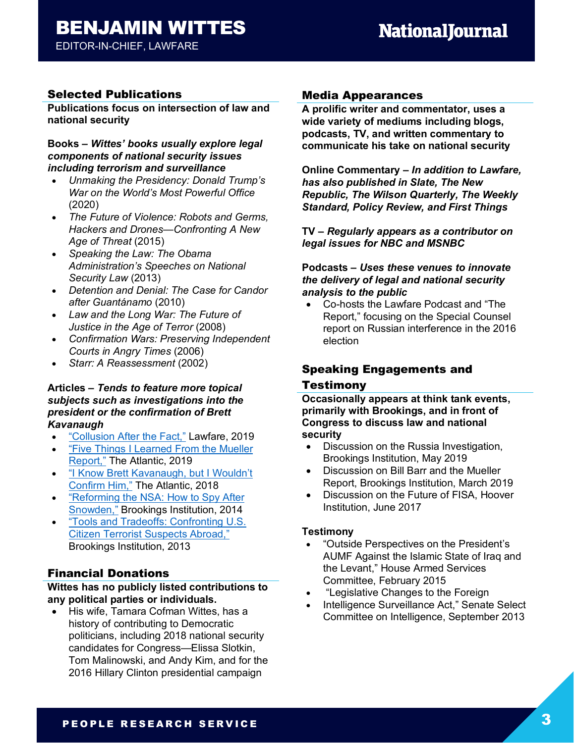# BENJAMIN WITTES

EDITOR-IN-CHIEF, LAWFARE

## Selected Publications

**Publications focus on intersection of law and national security**

**Books – *Wittes' books usually explore legal components of national security issues including terrorism and surveillance***

- *Unmaking the Presidency: Donald Trump's War on the World's Most Powerful Office* (2020)
- *The Future of Violence: Robots and Germs, Hackers and Drones—Confronting A New Age of Threat* (2015)
- *Speaking the Law: The Obama Administration's Speeches on National Security Law* (2013)
- *Detention and Denial: The Case for Candor after Guantánamo* (2010)
- *Law and the Long War: The Future of Justice in the Age of Terror* (2008)
- *Confirmation Wars: Preserving Independent Courts in Angry Times* (2006)
- *Starr: A Reassessment* (2002)

**Articles – *Tends to feature more topical subjects such as investigations into the president or the confirmation of Brett Kavanaugh***

- "Collusion After the Fact," Lawfare, 2019
- "Five Things I Learned From the Mueller Report," The Atlantic, 2019
- "I Know Brett Kavanaugh, but I Wouldn't Confirm Him," The Atlantic, 2018
- "Reforming the NSA: How to Spy After Snowden," Brookings Institution, 2014
- "Tools and Tradeoffs: Confronting U.S. Citizen Terrorist Suspects Abroad," Brookings Institution, 2013

## Financial Donations

**Wittes has no publicly listed contributions to any political parties or individuals.**

- His wife, Tamara Cofman Wittes, has a history of contributing to Democratic politicians, including 2018 national security candidates for Congress—Elissa Slotkin, Tom Malinowski, and Andy Kim, and for the 2016 Hillary Clinton presidential campaign

## Media Appearances

**A prolific writer and commentator, uses a wide variety of mediums including blogs, podcasts, TV, and written commentary to communicate his take on national security**

**Online Commentary – *In addition to Lawfare, has also published in Slate, The New Republic, The Wilson Quarterly, The Weekly Standard, Policy Review, and First Things***

**TV – *Regularly appears as a contributor on legal issues for NBC and MSNBC***

**Podcasts – *Uses these venues to innovate the delivery of legal and national security analysis to the public***

- Co-hosts the Lawfare Podcast and "The Report," focusing on the Special Counsel report on Russian interference in the 2016 election

## Speaking Engagements and Testimony

**Occasionally appears at think tank events, primarily with Brookings, and in front of Congress to discuss law and national security**

- Discussion on the Russia Investigation, Brookings Institution, May 2019
- Discussion on Bill Barr and the Mueller Report, Brookings Institution, March 2019
- Discussion on the Future of FISA, Hoover Institution, June 2017

**Testimony**

- "Outside Perspectives on the President's AUMF Against the Islamic State of Iraq and the Levant," House Armed Services Committee, February 2015
- "Legislative Changes to the Foreign Intelligence Surveillance Act," Senate Select Committee on Intelligence, September 2013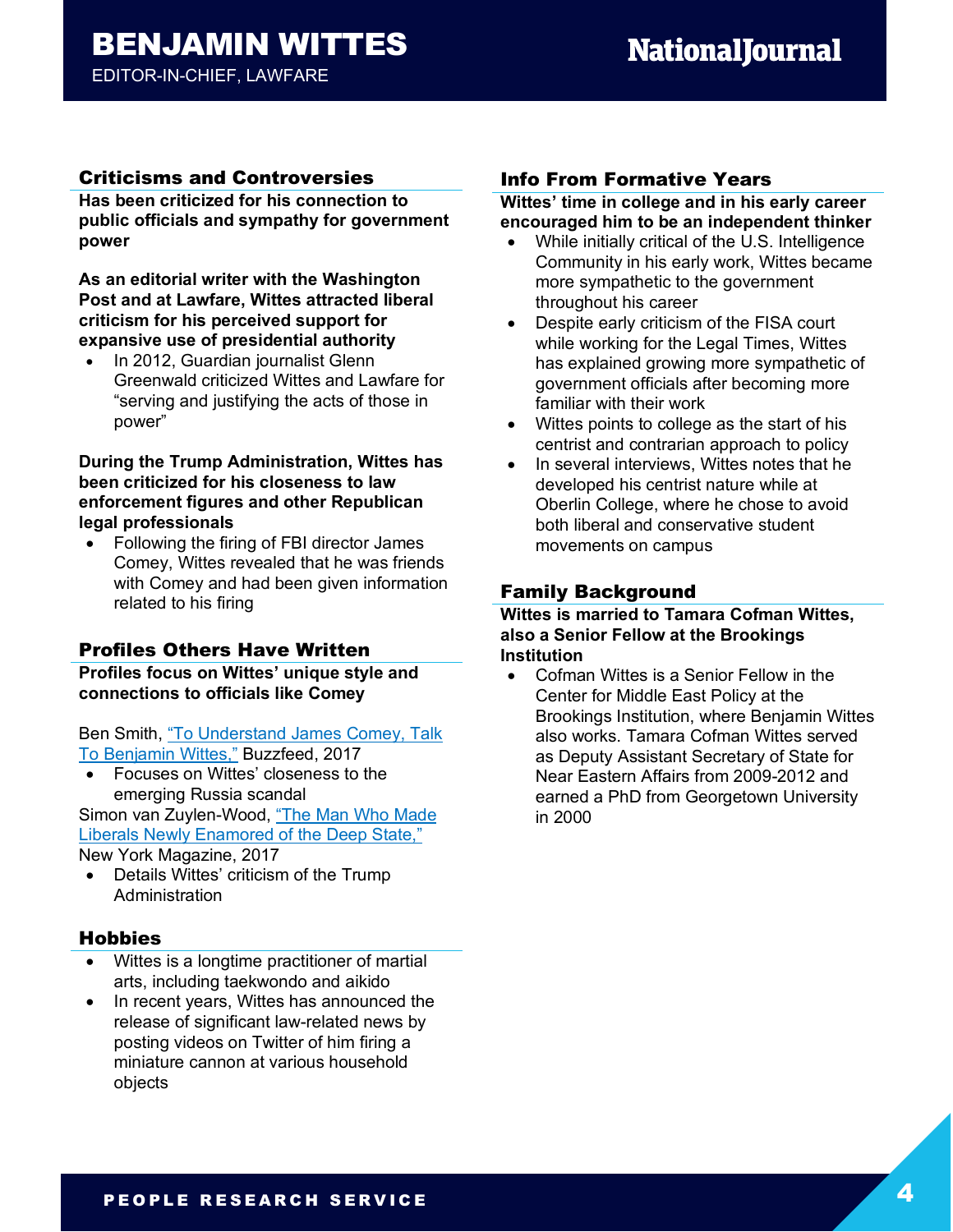# BENJAMIN WITTES

EDITOR-IN-CHIEF, LAWFARE

## Criticisms and Controversies

**Has been criticized for his connection to public officials and sympathy for government power**

**As an editorial writer with the Washington Post and at Lawfare, Wittes attracted liberal criticism for his perceived support for expansive use of presidential authority**

- In 2012, Guardian journalist Glenn Greenwald criticized Wittes and Lawfare for "serving and justifying the acts of those in power"

**During the Trump Administration, Wittes has been criticized for his closeness to law enforcement figures and other Republican legal professionals**

- Following the firing of FBI director James Comey, Wittes revealed that he was friends with Comey and had been given information related to his firing

## Profiles Others Have Written

**Profiles focus on Wittes' unique style and connections to officials like Comey**

Ben Smith, "To Understand James Comey, Talk To Benjamin Wittes," Buzzfeed, 2017

- Focuses on Wittes' closeness to the emerging Russia scandal

Simon van Zuylen-Wood, "The Man Who Made Liberals Newly Enamored of the Deep State," New York Magazine, 2017

- Details Wittes' criticism of the Trump Administration

## Hobbies

- Wittes is a longtime practitioner of martial arts, including taekwondo and aikido
- In recent years, Wittes has announced the release of significant law-related news by posting videos on Twitter of him firing a miniature cannon at various household objects

## Info From Formative Years

**Wittes' time in college and in his early career encouraged him to be an independent thinker**

- While initially critical of the U.S. Intelligence Community in his early work, Wittes became more sympathetic to the government throughout his career
- Despite early criticism of the FISA court while working for the Legal Times, Wittes has explained growing more sympathetic of government officials after becoming more familiar with their work
- Wittes points to college as the start of his centrist and contrarian approach to policy
- In several interviews, Wittes notes that he developed his centrist nature while at Oberlin College, where he chose to avoid both liberal and conservative student movements on campus

## Family Background

**Wittes is married to Tamara Cofman Wittes, also a Senior Fellow at the Brookings Institution**

- Cofman Wittes is a Senior Fellow in the Center for Middle East Policy at the Brookings Institution, where Benjamin Wittes also works. Tamara Cofman Wittes served as Deputy Assistant Secretary of State for Near Eastern Affairs from 2009-2012 and earned a PhD from Georgetown University in 2000